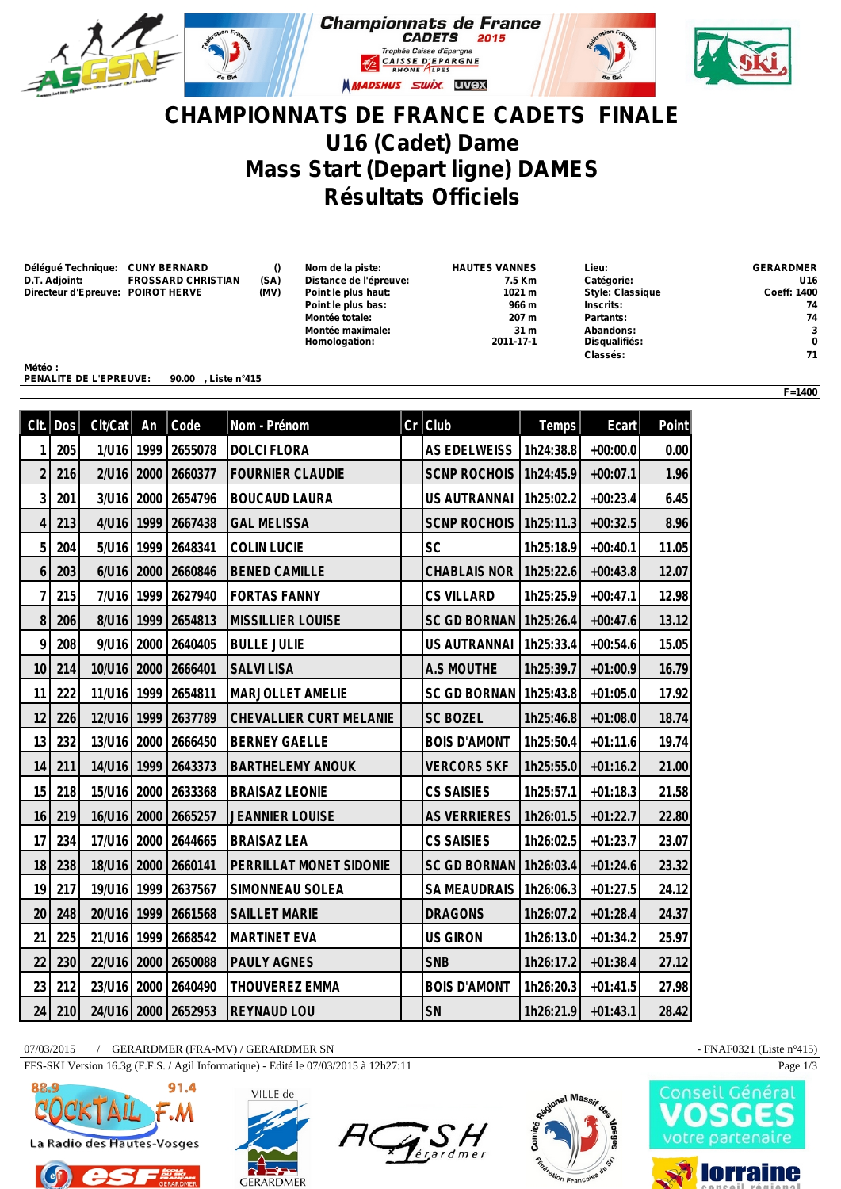# CHAMPIONNATS DE FRANCE CADETS FINALE

## U16 (Cadet) Dame

## Mass Start (Depart ligne) DAMES

## Résultats Officiels

| | | | | | | | |
|---|---|---|---|---|---|---|---|
| Délégué Technique: | CUNY BERNARD | () | Nom de la piste: | HAUTES VANNES | Lieu: | GERARDMER |
| D.T. Adjoint: | FROSSARD CHRISTIAN | (SA) | Distance de l'épreuve: | 7.5 Km | Catégorie: | U16 |
| Directeur d'Epreuve: | POIROT HERVE | (MV) | Point le plus haut: | 1021 m | Style: Classique | Coeff: 1400 |
| | | | Point le plus bas: | 966 m | Inscrits: | 74 |
| | | | Montée totale: | 207 m | Partants: | 74 |
| | | | Montée maximale: | 31 m | Abandons: | 3 |
| | | | Homologation: | 2011-17-1 | Disqualifiés: | 0 |
| | | | | | Classés: | 71 |

Météo :

PENALITE DE L'EPREUVE: 90.00 , Liste n°415

F=1400

| Clt. | Dos | Clt/Cat | An | Code | Nom - Prénom | Cr | Club | Temps | Ecart | Point |
|---|---|---|---|---|---|---|---|---|---|---|
| 1 | 205 | 1/U16 | 1999 | 2655078 | DOLCI FLORA | | AS EDELWEISS | 1h24:38.8 | +00:00.0 | 0.00 |
| 2 | 216 | 2/U16 | 2000 | 2660377 | FOURNIER CLAUDIE | | SCNP ROCHOIS | 1h24:45.9 | +00:07.1 | 1.96 |
| 3 | 201 | 3/U16 | 2000 | 2654796 | BOUCAUD LAURA | | US AUTRANNAI | 1h25:02.2 | +00:23.4 | 6.45 |
| 4 | 213 | 4/U16 | 1999 | 2667438 | GAL MELISSA | | SCNP ROCHOIS | 1h25:11.3 | +00:32.5 | 8.96 |
| 5 | 204 | 5/U16 | 1999 | 2648341 | COLIN LUCIE | | SC | 1h25:18.9 | +00:40.1 | 11.05 |
| 6 | 203 | 6/U16 | 2000 | 2660846 | BENED CAMILLE | | CHABLAIS NOR | 1h25:22.6 | +00:43.8 | 12.07 |
| 7 | 215 | 7/U16 | 1999 | 2627940 | FORTAS FANNY | | CS VILLARD | 1h25:25.9 | +00:47.1 | 12.98 |
| 8 | 206 | 8/U16 | 1999 | 2654813 | MISSILLIER LOUISE | | SC GD BORNAN | 1h25:26.4 | +00:47.6 | 13.12 |
| 9 | 208 | 9/U16 | 2000 | 2640405 | BULLE JULIE | | US AUTRANNAI | 1h25:33.4 | +00:54.6 | 15.05 |
| 10 | 214 | 10/U16 | 2000 | 2666401 | SALVI LISA | | A.S MOUTHE | 1h25:39.7 | +01:00.9 | 16.79 |
| 11 | 222 | 11/U16 | 1999 | 2654811 | MARJOLLET AMELIE | | SC GD BORNAN | 1h25:43.8 | +01:05.0 | 17.92 |
| 12 | 226 | 12/U16 | 1999 | 2637789 | CHEVALLIER CURT MELANIE | | SC BOZEL | 1h25:46.8 | +01:08.0 | 18.74 |
| 13 | 232 | 13/U16 | 2000 | 2666450 | BERNEY GAELLE | | BOIS D'AMONT | 1h25:50.4 | +01:11.6 | 19.74 |
| 14 | 211 | 14/U16 | 1999 | 2643373 | BARTHELEMY ANOUK | | VERCORS SKF | 1h25:55.0 | +01:16.2 | 21.00 |
| 15 | 218 | 15/U16 | 2000 | 2633368 | BRAISAZ LEONIE | | CS SAISIES | 1h25:57.1 | +01:18.3 | 21.58 |
| 16 | 219 | 16/U16 | 2000 | 2665257 | JEANNIER LOUISE | | AS VERRIERES | 1h26:01.5 | +01:22.7 | 22.80 |
| 17 | 234 | 17/U16 | 2000 | 2644665 | BRAISAZ LEA | | CS SAISIES | 1h26:02.5 | +01:23.7 | 23.07 |
| 18 | 238 | 18/U16 | 2000 | 2660141 | PERRILLAT MONET SIDONIE | | SC GD BORNAN | 1h26:03.4 | +01:24.6 | 23.32 |
| 19 | 217 | 19/U16 | 1999 | 2637567 | SIMONNEAU SOLEA | | SA MEAUDRAIS | 1h26:06.3 | +01:27.5 | 24.12 |
| 20 | 248 | 20/U16 | 1999 | 2661568 | SAILLET MARIE | | DRAGONS | 1h26:07.2 | +01:28.4 | 24.37 |
| 21 | 225 | 21/U16 | 1999 | 2668542 | MARTINET EVA | | US GIRON | 1h26:13.0 | +01:34.2 | 25.97 |
| 22 | 230 | 22/U16 | 2000 | 2650088 | PAULY AGNES | | SNB | 1h26:17.2 | +01:38.4 | 27.12 |
| 23 | 212 | 23/U16 | 2000 | 2640490 | THOUVEREZ EMMA | | BOIS D'AMONT | 1h26:20.3 | +01:41.5 | 27.98 |
| 24 | 210 | 24/U16 | 2000 | 2652953 | REYNAUD LOU | | SN | 1h26:21.9 | +01:43.1 | 28.42 |

07/03/2015 / GERARDMER (FRA-MV) / GERARDMER SN - FNAF0321 (Liste n°415)

FFS-SKI Version 16.3g (F.F.S. / Agil Informatique) - Edité le 07/03/2015 à 12h27:11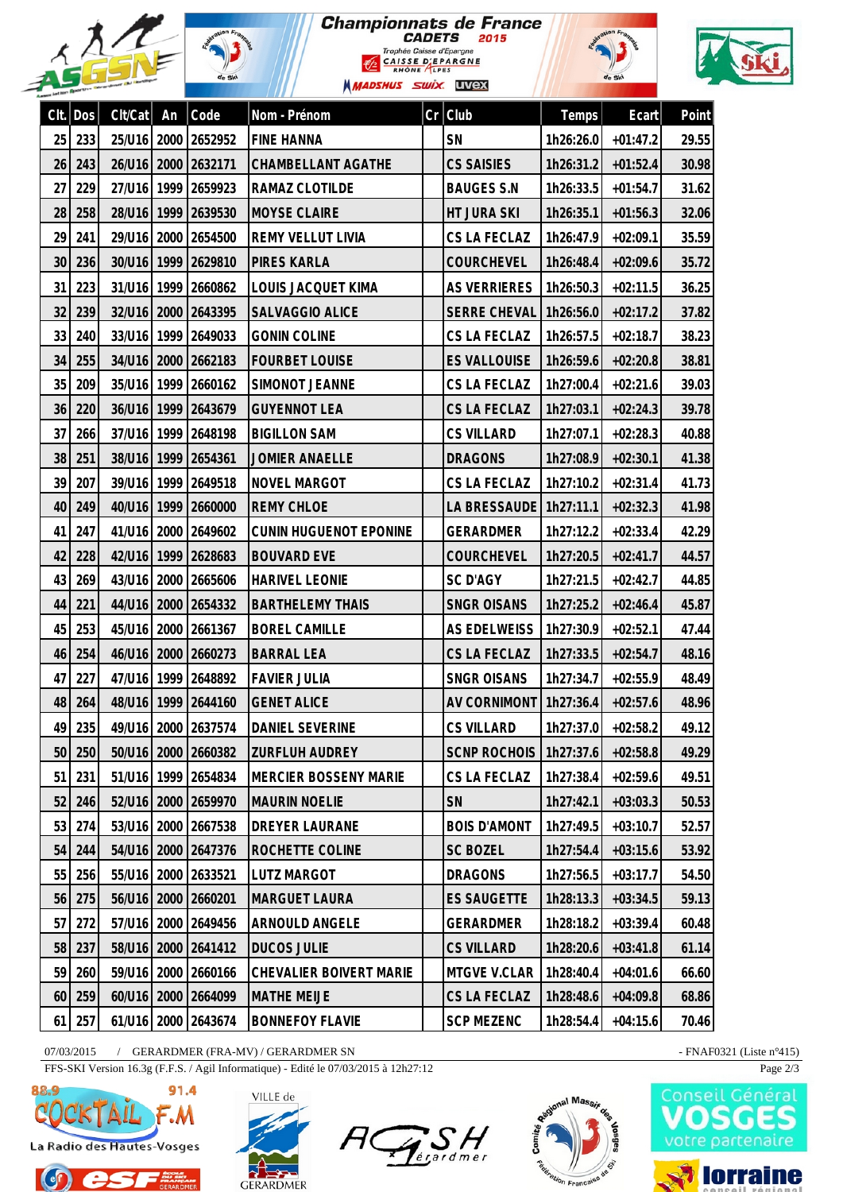**Championnats de France**
**CADETS 2015**
Trophée Caisse d'Epargne
CAISSE D'EPARGNE RHÔNE ALPES

| Clt. | Dos | Clt/Cat | An | Code | Nom - Prénom | Cr | Club | Temps | Ecart | Point |
|---|---|---|---|---|---|---|---|---|---|---|
| 25 | 233 | 25/U16 | 2000 | 2652952 | FINE HANNA | | SN | 1h26:26.0 | +01:47.2 | 29.55 |
| 26 | 243 | 26/U16 | 2000 | 2632171 | CHAMBELLANT AGATHE | | CS SAISIES | 1h26:31.2 | +01:52.4 | 30.98 |
| 27 | 229 | 27/U16 | 1999 | 2659923 | RAMAZ CLOTILDE | | BAUGES S.N | 1h26:33.5 | +01:54.7 | 31.62 |
| 28 | 258 | 28/U16 | 1999 | 2639530 | MOYSE CLAIRE | | HT JURA SKI | 1h26:35.1 | +01:56.3 | 32.06 |
| 29 | 241 | 29/U16 | 2000 | 2654500 | REMY VELLUT LIVIA | | CS LA FECLAZ | 1h26:47.9 | +02:09.1 | 35.59 |
| 30 | 236 | 30/U16 | 1999 | 2629810 | PIRES KARLA | | COURCHEVEL | 1h26:48.4 | +02:09.6 | 35.72 |
| 31 | 223 | 31/U16 | 1999 | 2660862 | LOUIS JACQUET KIMA | | AS VERRIERES | 1h26:50.3 | +02:11.5 | 36.25 |
| 32 | 239 | 32/U16 | 2000 | 2643395 | SALVAGGIO ALICE | | SERRE CHEVAL | 1h26:56.0 | +02:17.2 | 37.82 |
| 33 | 240 | 33/U16 | 1999 | 2649033 | GONIN COLINE | | CS LA FECLAZ | 1h26:57.5 | +02:18.7 | 38.23 |
| 34 | 255 | 34/U16 | 2000 | 2662183 | FOURBET LOUISE | | ES VALLOUISE | 1h26:59.6 | +02:20.8 | 38.81 |
| 35 | 209 | 35/U16 | 1999 | 2660162 | SIMONOT JEANNE | | CS LA FECLAZ | 1h27:00.4 | +02:21.6 | 39.03 |
| 36 | 220 | 36/U16 | 1999 | 2643679 | GUYENNOT LEA | | CS LA FECLAZ | 1h27:03.1 | +02:24.3 | 39.78 |
| 37 | 266 | 37/U16 | 1999 | 2648198 | BIGILLON SAM | | CS VILLARD | 1h27:07.1 | +02:28.3 | 40.88 |
| 38 | 251 | 38/U16 | 1999 | 2654361 | JOMIER ANAELLE | | DRAGONS | 1h27:08.9 | +02:30.1 | 41.38 |
| 39 | 207 | 39/U16 | 1999 | 2649518 | NOVEL MARGOT | | CS LA FECLAZ | 1h27:10.2 | +02:31.4 | 41.73 |
| 40 | 249 | 40/U16 | 1999 | 2660000 | REMY CHLOE | | LA BRESSAUDE | 1h27:11.1 | +02:32.3 | 41.98 |
| 41 | 247 | 41/U16 | 2000 | 2649602 | CUNIN HUGUENOT EPONINE | | GERARDMER | 1h27:12.2 | +02:33.4 | 42.29 |
| 42 | 228 | 42/U16 | 1999 | 2628683 | BOUVARD EVE | | COURCHEVEL | 1h27:20.5 | +02:41.7 | 44.57 |
| 43 | 269 | 43/U16 | 2000 | 2665606 | HARIVEL LEONIE | | SC D'AGY | 1h27:21.5 | +02:42.7 | 44.85 |
| 44 | 221 | 44/U16 | 2000 | 2654332 | BARTHELEMY THAIS | | SNGR OISANS | 1h27:25.2 | +02:46.4 | 45.87 |
| 45 | 253 | 45/U16 | 2000 | 2661367 | BOREL CAMILLE | | AS EDELWEISS | 1h27:30.9 | +02:52.1 | 47.44 |
| 46 | 254 | 46/U16 | 2000 | 2660273 | BARRAL LEA | | CS LA FECLAZ | 1h27:33.5 | +02:54.7 | 48.16 |
| 47 | 227 | 47/U16 | 1999 | 2648892 | FAVIER JULIA | | SNGR OISANS | 1h27:34.7 | +02:55.9 | 48.49 |
| 48 | 264 | 48/U16 | 1999 | 2644160 | GENET ALICE | | AV CORNIMONT | 1h27:36.4 | +02:57.6 | 48.96 |
| 49 | 235 | 49/U16 | 2000 | 2637574 | DANIEL SEVERINE | | CS VILLARD | 1h27:37.0 | +02:58.2 | 49.12 |
| 50 | 250 | 50/U16 | 2000 | 2660382 | ZURFLUH AUDREY | | SCNP ROCHOIS | 1h27:37.6 | +02:58.8 | 49.29 |
| 51 | 231 | 51/U16 | 1999 | 2654834 | MERCIER BOSSENY MARIE | | CS LA FECLAZ | 1h27:38.4 | +02:59.6 | 49.51 |
| 52 | 246 | 52/U16 | 2000 | 2659970 | MAURIN NOELIE | | SN | 1h27:42.1 | +03:03.3 | 50.53 |
| 53 | 274 | 53/U16 | 2000 | 2667538 | DREYER LAURANE | | BOIS D'AMONT | 1h27:49.5 | +03:10.7 | 52.57 |
| 54 | 244 | 54/U16 | 2000 | 2647376 | ROCHETTE COLINE | | SC BOZEL | 1h27:54.4 | +03:15.6 | 53.92 |
| 55 | 256 | 55/U16 | 2000 | 2633521 | LUTZ MARGOT | | DRAGONS | 1h27:56.5 | +03:17.7 | 54.50 |
| 56 | 275 | 56/U16 | 2000 | 2660201 | MARGUET LAURA | | ES SAUGETTE | 1h28:13.3 | +03:34.5 | 59.13 |
| 57 | 272 | 57/U16 | 2000 | 2649456 | ARNOULD ANGELE | | GERARDMER | 1h28:18.2 | +03:39.4 | 60.48 |
| 58 | 237 | 58/U16 | 2000 | 2641412 | DUCOS JULIE | | CS VILLARD | 1h28:20.6 | +03:41.8 | 61.14 |
| 59 | 260 | 59/U16 | 2000 | 2660166 | CHEVALIER BOIVERT MARIE | | MTGVE V.CLAR | 1h28:40.4 | +04:01.6 | 66.60 |
| 60 | 259 | 60/U16 | 2000 | 2664099 | MATHE MEIJE | | CS LA FECLAZ | 1h28:48.6 | +04:09.8 | 68.86 |
| 61 | 257 | 61/U16 | 2000 | 2643674 | BONNEFOY FLAVIE | | SCP MEZENC | 1h28:54.4 | +04:15.6 | 70.46 |

07/03/2015 / GERARDMER (FRA-MV) / GERARDMER SN - FNAF0321 (Liste n°415)

FFS-SKI Version 16.3g (F.F.S. / Agil Informatique) - Edité le 07/03/2015 à 12h27:12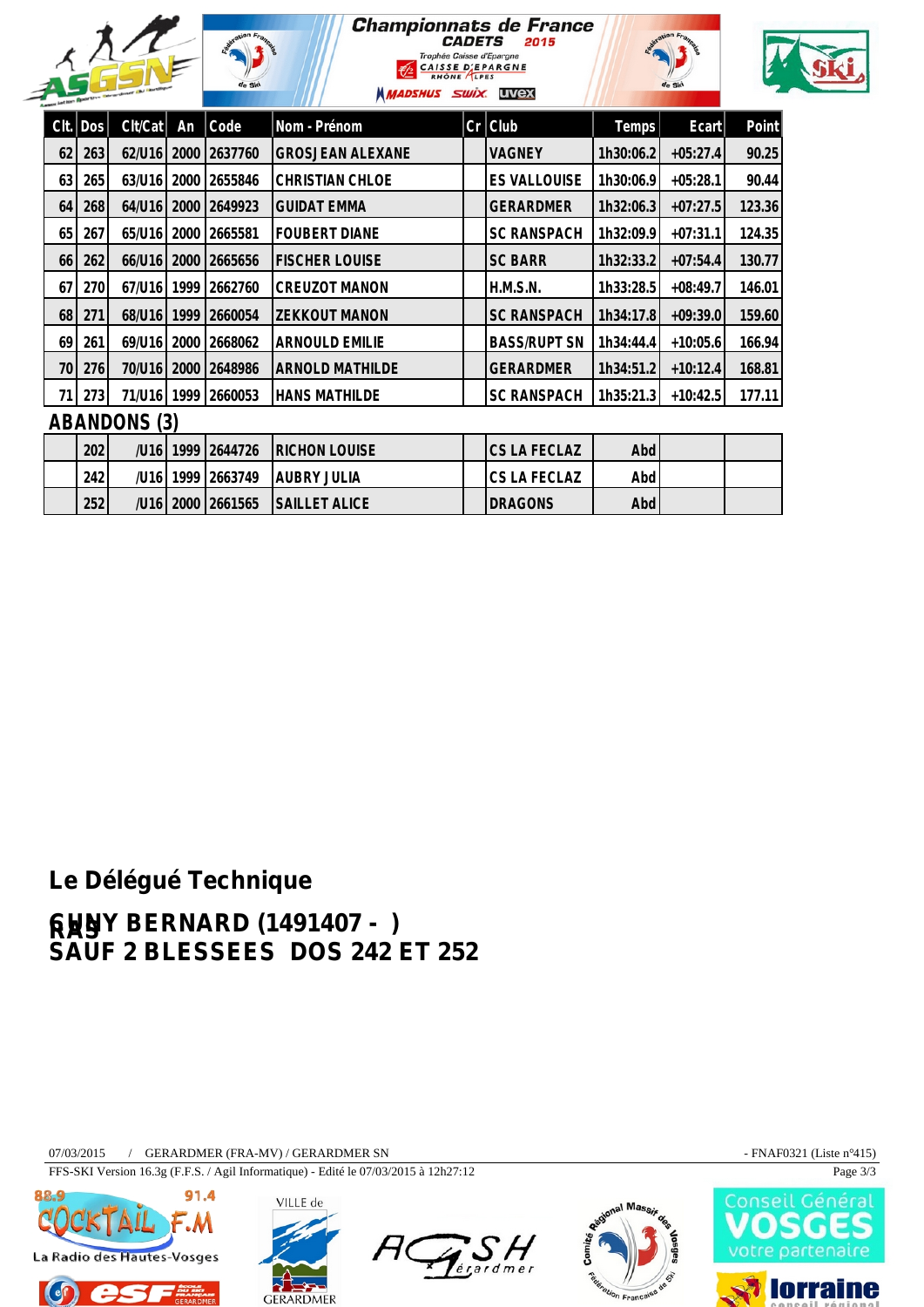## Championnats de France
### CADETS 2015
Trophée Caisse d'Epargne
CAISSE D'EPARGNE RHÔNE ALPES

| Clt. | Dos | Clt/Cat | An | Code | Nom - Prénom | Cr | Club | Temps | Ecart | Point |
|---|---|---|---|---|---|---|---|---|---|---|
| 62 | 263 | 62/U16 | 2000 | 2637760 | GROSJEAN ALEXANE | | VAGNEY | 1h30:06.2 | +05:27.4 | 90.25 |
| 63 | 265 | 63/U16 | 2000 | 2655846 | CHRISTIAN CHLOE | | ES VALLOUISE | 1h30:06.9 | +05:28.1 | 90.44 |
| 64 | 268 | 64/U16 | 2000 | 2649923 | GUIDAT EMMA | | GERARDMER | 1h32:06.3 | +07:27.5 | 123.36 |
| 65 | 267 | 65/U16 | 2000 | 2665581 | FOUBERT DIANE | | SC RANSPACH | 1h32:09.9 | +07:31.1 | 124.35 |
| 66 | 262 | 66/U16 | 2000 | 2665656 | FISCHER LOUISE | | SC BARR | 1h32:33.2 | +07:54.4 | 130.77 |
| 67 | 270 | 67/U16 | 1999 | 2662760 | CREUZOT MANON | | H.M.S.N. | 1h33:28.5 | +08:49.7 | 146.01 |
| 68 | 271 | 68/U16 | 1999 | 2660054 | ZEKKOUT MANON | | SC RANSPACH | 1h34:17.8 | +09:39.0 | 159.60 |
| 69 | 261 | 69/U16 | 2000 | 2668062 | ARNOULD EMILIE | | BASS/RUPT SN | 1h34:44.4 | +10:05.6 | 166.94 |
| 70 | 276 | 70/U16 | 2000 | 2648986 | ARNOLD MATHILDE | | GERARDMER | 1h34:51.2 | +10:12.4 | 168.81 |
| 71 | 273 | 71/U16 | 1999 | 2660053 | HANS MATHILDE | | SC RANSPACH | 1h35:21.3 | +10:42.5 | 177.11 |
| **ABANDONS (3)** | | | | | | | | | | |
| | 202 | /U16 | 1999 | 2644726 | RICHON LOUISE | | CS LA FECLAZ | Abd | | |
| | 242 | /U16 | 1999 | 2663749 | AUBRY JULIA | | CS LA FECLAZ | Abd | | |
| | 252 | /U16 | 2000 | 2661565 | SAILLET ALICE | | DRAGONS | Abd | | |

**Le Délégué Technique**

**GUNY BERNARD (1491407 - )**

**RAS**
**SAUF 2 BLESSEES DOS 242 ET 252**

07/03/2015 / GERARDMER (FRA-MV) / GERARDMER SN - FNAF0321 (Liste n°415)

FFS-SKI Version 16.3g (F.F.S. / Agil Informatique) - Edité le 07/03/2015 à 12h27:12